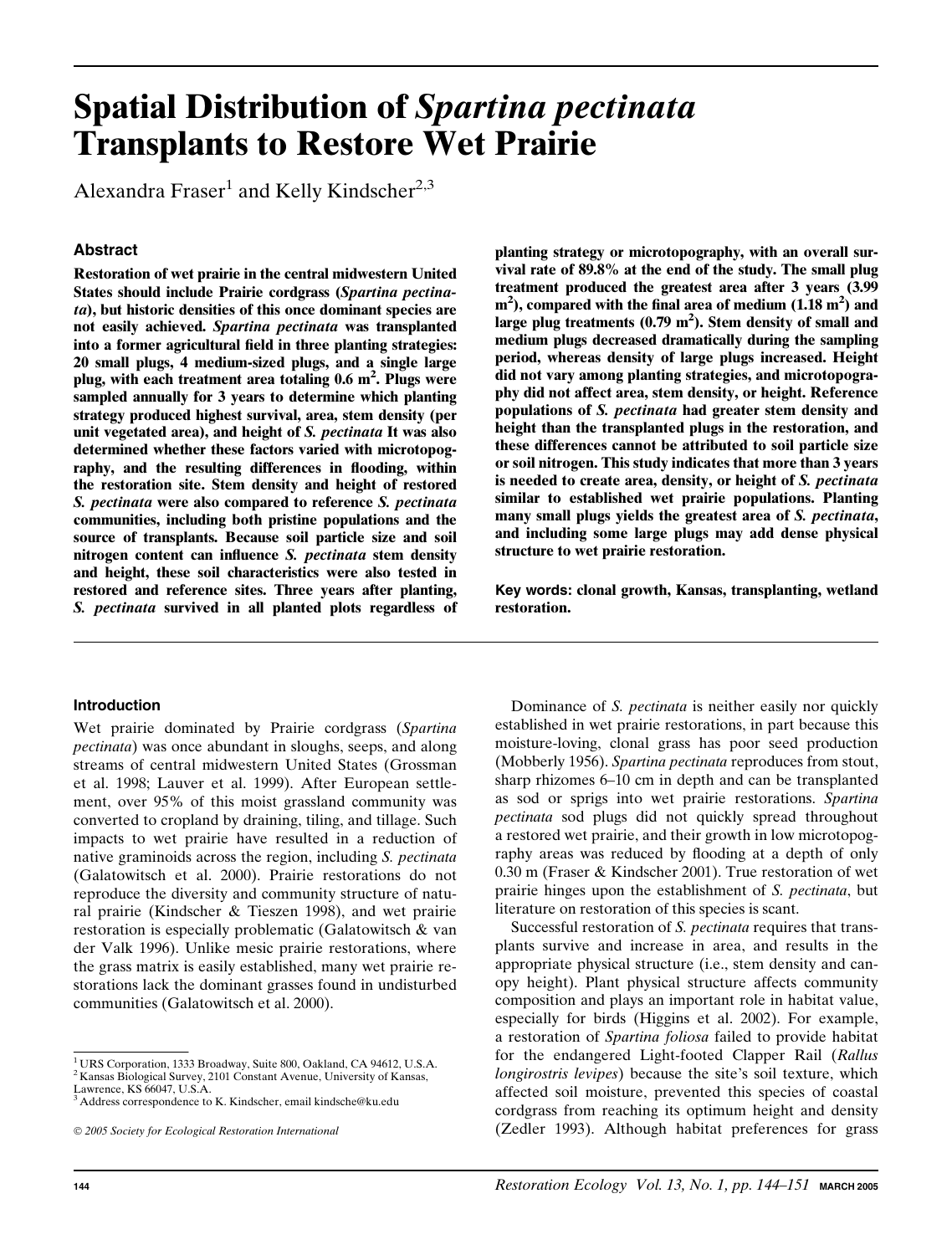# Spatial Distribution of *Spartina pectinata* Transplants to Restore Wet Prairie

Alexandra Fraser[1] and Kelly Kindscher[2,3]

## Abstract

**Restoration of wet prairie in the central midwestern United States should include Prairie cordgrass (*Spartina pectinata*), but historic densities of this once dominant species are not easily achieved. *Spartina pectinata* was transplanted into a former agricultural field in three planting strategies: 20 small plugs, 4 medium-sized plugs, and a single large plug, with each treatment area totaling 0.6 m$^2$. Plugs were sampled annually for 3 years to determine which planting strategy produced highest survival, area, stem density (per unit vegetated area), and height of *S. pectinata* It was also determined whether these factors varied with microtopography, and the resulting differences in flooding, within the restoration site. Stem density and height of restored *S. pectinata* were also compared to reference *S. pectinata* communities, including both pristine populations and the source of transplants. Because soil particle size and soil nitrogen content can influence *S. pectinata* stem density and height, these soil characteristics were also tested in restored and reference sites. Three years after planting, *S. pectinata* survived in all planted plots regardless of planting strategy or microtopography, with an overall survival rate of 89.8% at the end of the study. The small plug treatment produced the greatest area after 3 years (3.99 m$^2$), compared with the final area of medium (1.18 m$^2$) and large plug treatments (0.79 m$^2$). Stem density of small and medium plugs decreased dramatically during the sampling period, whereas density of large plugs increased. Height did not vary among planting strategies, and microtopography did not affect area, stem density, or height. Reference populations of *S. pectinata* had greater stem density and height than the transplanted plugs in the restoration, and these differences cannot be attributed to soil particle size or soil nitrogen. This study indicates that more than 3 years is needed to create area, density, or height of *S. pectinata* similar to established wet prairie populations. Planting many small plugs yields the greatest area of *S. pectinata*, and including some large plugs may add dense physical structure to wet prairie restoration.**

**Key words:** **clonal growth, Kansas, transplanting, wetland restoration.**

## Introduction

Wet prairie dominated by Prairie cordgrass (*Spartina pectinata*) was once abundant in sloughs, seeps, and along streams of central midwestern United States (Grossman et al. 1998; Lauver et al. 1999). After European settlement, over 95% of this moist grassland community was converted to cropland by draining, tiling, and tillage. Such impacts to wet prairie have resulted in a reduction of native graminoids across the region, including *S. pectinata* (Galatowitsch et al. 2000). Prairie restorations do not reproduce the diversity and community structure of natural prairie (Kindscher & Tieszen 1998), and wet prairie restoration is especially problematic (Galatowitsch & van der Valk 1996). Unlike mesic prairie restorations, where the grass matrix is easily established, many wet prairie restorations lack the dominant grasses found in undisturbed communities (Galatowitsch et al. 2000).

Dominance of *S. pectinata* is neither easily nor quickly established in wet prairie restorations, in part because this moisture-loving, clonal grass has poor seed production (Mobberly 1956). *Spartina pectinata* reproduces from stout, sharp rhizomes 6–10 cm in depth and can be transplanted as sod or sprigs into wet prairie restorations. *Spartina pectinata* sod plugs did not quickly spread throughout a restored wet prairie, and their growth in low microtopography areas was reduced by flooding at a depth of only 0.30 m (Fraser & Kindscher 2001). True restoration of wet prairie hinges upon the establishment of *S. pectinata*, but literature on restoration of this species is scant.

Successful restoration of *S. pectinata* requires that transplants survive and increase in area, and results in the appropriate physical structure (i.e., stem density and canopy height). Plant physical structure affects community composition and plays an important role in habitat value, especially for birds (Higgins et al. 2002). For example, a restoration of *Spartina foliosa* failed to provide habitat for the endangered Light-footed Clapper Rail (*Rallus longirostris levipes*) because the site's soil texture, which affected soil moisture, prevented this species of coastal cordgrass from reaching its optimum height and density (Zedler 1993). Although habitat preferences for grass

---

[1] URS Corporation, 1333 Broadway, Suite 800, Oakland, CA 94612, U.S.A.
[2] Kansas Biological Survey, 2101 Constant Avenue, University of Kansas, Lawrence, KS 66047, U.S.A.
[3] Address correspondence to K. Kindscher, email kindsche@ku.edu

© 2005 Society for Ecological Restoration International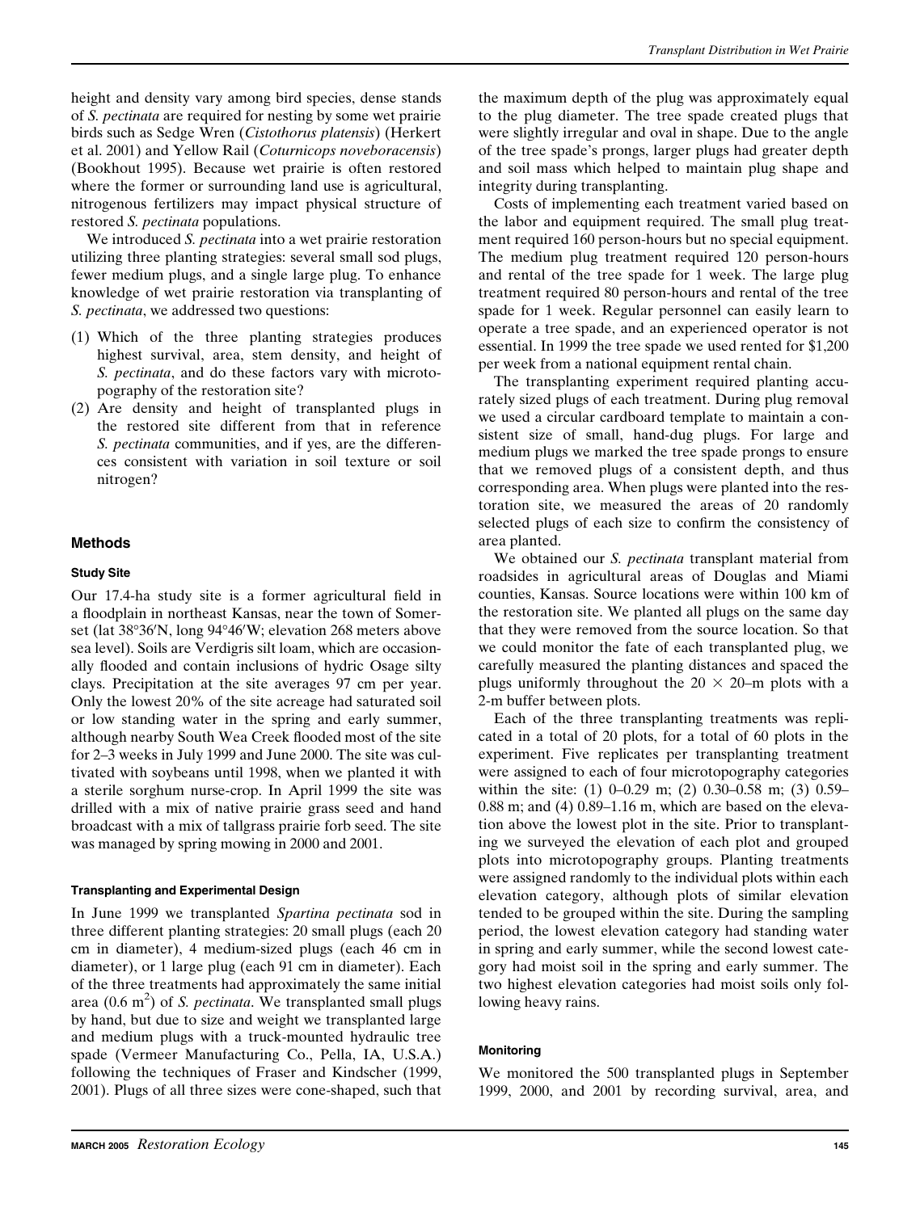height and density vary among bird species, dense stands of *S. pectinata* are required for nesting by some wet prairie birds such as Sedge Wren (*Cistothorus platensis*) (Herkert et al. 2001) and Yellow Rail (*Coturnicops noveboracensis*) (Bookhout 1995). Because wet prairie is often restored where the former or surrounding land use is agricultural, nitrogenous fertilizers may impact physical structure of restored *S. pectinata* populations.

We introduced *S. pectinata* into a wet prairie restoration utilizing three planting strategies: several small sod plugs, fewer medium plugs, and a single large plug. To enhance knowledge of wet prairie restoration via transplanting of *S. pectinata*, we addressed two questions:

(1) Which of the three planting strategies produces highest survival, area, stem density, and height of *S. pectinata*, and do these factors vary with microtopography of the restoration site?
(2) Are density and height of transplanted plugs in the restored site different from that in reference *S. pectinata* communities, and if yes, are the differences consistent with variation in soil texture or soil nitrogen?

## Methods

### Study Site

Our 17.4-ha study site is a former agricultural field in a floodplain in northeast Kansas, near the town of Somerset (lat 38°36′N, long 94°46′W; elevation 268 meters above sea level). Soils are Verdigris silt loam, which are occasionally flooded and contain inclusions of hydric Osage silty clays. Precipitation at the site averages 97 cm per year. Only the lowest 20% of the site acreage had saturated soil or low standing water in the spring and early summer, although nearby South Wea Creek flooded most of the site for 2–3 weeks in July 1999 and June 2000. The site was cultivated with soybeans until 1998, when we planted it with a sterile sorghum nurse-crop. In April 1999 the site was drilled with a mix of native prairie grass seed and hand broadcast with a mix of tallgrass prairie forb seed. The site was managed by spring mowing in 2000 and 2001.

### Transplanting and Experimental Design

In June 1999 we transplanted *Spartina pectinata* sod in three different planting strategies: 20 small plugs (each 20 cm in diameter), 4 medium-sized plugs (each 46 cm in diameter), or 1 large plug (each 91 cm in diameter). Each of the three treatments had approximately the same initial area (0.6 $m^2$) of *S. pectinata*. We transplanted small plugs by hand, but due to size and weight we transplanted large and medium plugs with a truck-mounted hydraulic tree spade (Vermeer Manufacturing Co., Pella, IA, U.S.A.) following the techniques of Fraser and Kindscher (1999, 2001). Plugs of all three sizes were cone-shaped, such that the maximum depth of the plug was approximately equal to the plug diameter. The tree spade created plugs that were slightly irregular and oval in shape. Due to the angle of the tree spade's prongs, larger plugs had greater depth and soil mass which helped to maintain plug shape and integrity during transplanting.

Costs of implementing each treatment varied based on the labor and equipment required. The small plug treatment required 160 person-hours but no special equipment. The medium plug treatment required 120 person-hours and rental of the tree spade for 1 week. The large plug treatment required 80 person-hours and rental of the tree spade for 1 week. Regular personnel can easily learn to operate a tree spade, and an experienced operator is not essential. In 1999 the tree spade we used rented for $1,200 per week from a national equipment rental chain.

The transplanting experiment required planting accurately sized plugs of each treatment. During plug removal we used a circular cardboard template to maintain a consistent size of small, hand-dug plugs. For large and medium plugs we marked the tree spade prongs to ensure that we removed plugs of a consistent depth, and thus corresponding area. When plugs were planted into the restoration site, we measured the areas of 20 randomly selected plugs of each size to confirm the consistency of area planted.

We obtained our *S. pectinata* transplant material from roadsides in agricultural areas of Douglas and Miami counties, Kansas. Source locations were within 100 km of the restoration site. We planted all plugs on the same day that they were removed from the source location. So that we could monitor the fate of each transplanted plug, we carefully measured the planting distances and spaced the plugs uniformly throughout the 20 × 20–m plots with a 2-m buffer between plots.

Each of the three transplanting treatments was replicated in a total of 20 plots, for a total of 60 plots in the experiment. Five replicates per transplanting treatment were assigned to each of four microtopography categories within the site: (1) 0–0.29 m; (2) 0.30–0.58 m; (3) 0.59–0.88 m; and (4) 0.89–1.16 m, which are based on the elevation above the lowest plot in the site. Prior to transplanting we surveyed the elevation of each plot and grouped plots into microtopography groups. Planting treatments were assigned randomly to the individual plots within each elevation category, although plots of similar elevation tended to be grouped within the site. During the sampling period, the lowest elevation category had standing water in spring and early summer, while the second lowest category had moist soil in the spring and early summer. The two highest elevation categories had moist soils only following heavy rains.

### Monitoring

We monitored the 500 transplanted plugs in September 1999, 2000, and 2001 by recording survival, area, and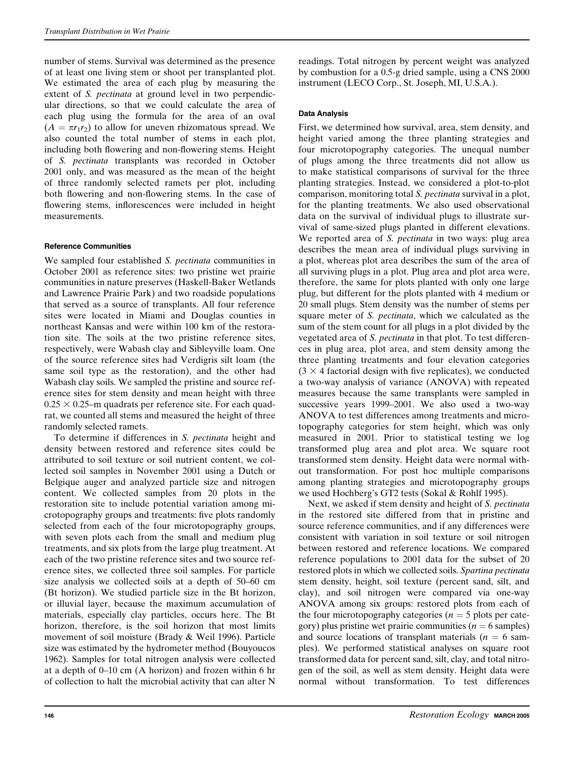number of stems. Survival was determined as the presence of at least one living stem or shoot per transplanted plot. We estimated the area of each plug by measuring the extent of *S. pectinata* at ground level in two perpendicular directions, so that we could calculate the area of each plug using the formula for the area of an oval ($A = \pi r_1 r_2$) to allow for uneven rhizomatous spread. We also counted the total number of stems in each plot, including both flowering and non-flowering stems. Height of *S. pectinata* transplants was recorded in October 2001 only, and was measured as the mean of the height of three randomly selected ramets per plot, including both flowering and non-flowering stems. In the case of flowering stems, inflorescences were included in height measurements.

### Reference Communities

We sampled four established *S. pectinata* communities in October 2001 as reference sites: two pristine wet prairie communities in nature preserves (Haskell-Baker Wetlands and Lawrence Prairie Park) and two roadside populations that served as a source of transplants. All four reference sites were located in Miami and Douglas counties in northeast Kansas and were within 100 km of the restoration site. The soils at the two pristine reference sites, respectively, were Wabash clay and Sibleyville loam. One of the source reference sites had Verdigris silt loam (the same soil type as the restoration), and the other had Wabash clay soils. We sampled the pristine and source reference sites for stem density and mean height with three $0.25 \times 0.25$–m quadrats per reference site. For each quadrat, we counted all stems and measured the height of three randomly selected ramets.

To determine if differences in *S. pectinata* height and density between restored and reference sites could be attributed to soil texture or soil nutrient content, we collected soil samples in November 2001 using a Dutch or Belgique auger and analyzed particle size and nitrogen content. We collected samples from 20 plots in the restoration site to include potential variation among microtopography groups and treatments: five plots randomly selected from each of the four microtopography groups, with seven plots each from the small and medium plug treatments, and six plots from the large plug treatment. At each of the two pristine reference sites and two source reference sites, we collected three soil samples. For particle size analysis we collected soils at a depth of 50–60 cm (Bt horizon). We studied particle size in the Bt horizon, or illuvial layer, because the maximum accumulation of materials, especially clay particles, occurs here. The Bt horizon, therefore, is the soil horizon that most limits movement of soil moisture (Brady & Weil 1996). Particle size was estimated by the hydrometer method (Bouyoucos 1962). Samples for total nitrogen analysis were collected at a depth of 0–10 cm (A horizon) and frozen within 6 hr of collection to halt the microbial activity that can alter N readings. Total nitrogen by percent weight was analyzed by combustion for a 0.5-g dried sample, using a CNS 2000 instrument (LECO Corp., St. Joseph, MI, U.S.A.).

### Data Analysis

First, we determined how survival, area, stem density, and height varied among the three planting strategies and four microtopography categories. The unequal number of plugs among the three treatments did not allow us to make statistical comparisons of survival for the three planting strategies. Instead, we considered a plot-to-plot comparison, monitoring total *S. pectinata* survival in a plot, for the planting treatments. We also used observational data on the survival of individual plugs to illustrate survival of same-sized plugs planted in different elevations. We reported area of *S. pectinata* in two ways: plug area describes the mean area of individual plugs surviving in a plot, whereas plot area describes the sum of the area of all surviving plugs in a plot. Plug area and plot area were, therefore, the same for plots planted with only one large plug, but different for the plots planted with 4 medium or 20 small plugs. Stem density was the number of stems per square meter of *S. pectinata*, which we calculated as the sum of the stem count for all plugs in a plot divided by the vegetated area of *S. pectinata* in that plot. To test differences in plug area, plot area, and stem density among the three planting treatments and four elevation categories ($3 \times 4$ factorial design with five replicates), we conducted a two-way analysis of variance (ANOVA) with repeated measures because the same transplants were sampled in successive years 1999–2001. We also used a two-way ANOVA to test differences among treatments and microtopography categories for stem height, which was only measured in 2001. Prior to statistical testing we log transformed plug area and plot area. We square root transformed stem density. Height data were normal without transformation. For post hoc multiple comparisons among planting strategies and microtopography groups we used Hochberg's GT2 tests (Sokal & Rohlf 1995).

Next, we asked if stem density and height of *S. pectinata* in the restored site differed from that in pristine and source reference communities, and if any differences were consistent with variation in soil texture or soil nitrogen between restored and reference locations. We compared reference populations to 2001 data for the subset of 20 restored plots in which we collected soils. *Spartina pectinata* stem density, height, soil texture (percent sand, silt, and clay), and soil nitrogen were compared via one-way ANOVA among six groups: restored plots from each of the four microtopography categories ($n = 5$ plots per category) plus pristine wet prairie communities ($n = 6$ samples) and source locations of transplant materials ($n = 6$ samples). We performed statistical analyses on square root transformed data for percent sand, silt, clay, and total nitrogen of the soil, as well as stem density. Height data were normal without transformation. To test differences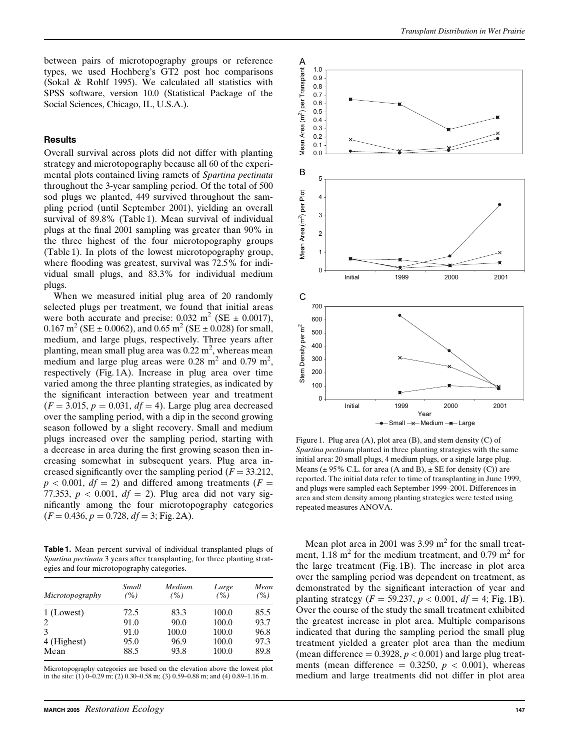between pairs of microtopography groups or reference types, we used Hochberg's GT2 post hoc comparisons (Sokal & Rohlf 1995). We calculated all statistics with SPSS software, version 10.0 (Statistical Package of the Social Sciences, Chicago, IL, U.S.A.).

## Results

Overall survival across plots did not differ with planting strategy and microtopography because all 60 of the experimental plots contained living ramets of *Spartina pectinata* throughout the 3-year sampling period. Of the total of 500 sod plugs we planted, 449 survived throughout the sampling period (until September 2001), yielding an overall survival of 89.8% (Table 1). Mean survival of individual plugs at the final 2001 sampling was greater than 90% in the three highest of the four microtopography groups (Table 1). In plots of the lowest microtopography group, where flooding was greatest, survival was 72.5% for individual small plugs, and 83.3% for individual medium plugs.

When we measured initial plug area of 20 randomly selected plugs per treatment, we found that initial areas were both accurate and precise: 0.032 $m^2$ (SE ± 0.0017), 0.167 $m^2$ (SE ± 0.0062), and 0.65 $m^2$ (SE ± 0.028) for small, medium, and large plugs, respectively. Three years after planting, mean small plug area was 0.22 $m^2$, whereas mean medium and large plug areas were 0.28 $m^2$ and 0.79 $m^2$, respectively (Fig. 1A). Increase in plug area over time varied among the three planting strategies, as indicated by the significant interaction between year and treatment ($F = 3.015$, $p = 0.031$, $df = 4$). Large plug area decreased over the sampling period, with a dip in the second growing season followed by a slight recovery. Small and medium plugs increased over the sampling period, starting with a decrease in area during the first growing season then increasing somewhat in subsequent years. Plug area increased significantly over the sampling period ($F = 33.212$, $p < 0.001$, $df = 2$) and differed among treatments ($F = 77.353$, $p < 0.001$, $df = 2$). Plug area did not vary significantly among the four microtopography categories ($F = 0.436$, $p = 0.728$, $df = 3$; Fig. 2A).

**Table 1.** Mean percent survival of individual transplanted plugs of *Spartina pectinata* 3 years after transplanting, for three planting strategies and four microtopography categories.

| *Microtopography* | *Small (%)* | *Medium (%)* | *Large (%)* | *Mean (%)* |
|---|---|---|---|---|
| 1 (Lowest) | 72.5 | 83.3 | 100.0 | 85.5 |
| 2 | 91.0 | 90.0 | 100.0 | 93.7 |
| 3 | 91.0 | 100.0 | 100.0 | 96.8 |
| 4 (Highest) | 95.0 | 96.9 | 100.0 | 97.3 |
| Mean | 88.5 | 93.8 | 100.0 | 89.8 |

Microtopography categories are based on the elevation above the lowest plot in the site: (1) 0–0.29 m; (2) 0.30–0.58 m; (3) 0.59–0.88 m; and (4) 0.89–1.16 m.

Figure 1. Plug area (A), plot area (B), and stem density (C) of *Spartina pectinata* planted in three planting strategies with the same initial area: 20 small plugs, 4 medium plugs, or a single large plug. Means (± 95% C.L. for area (A and B), ± SE for density (C)) are reported. The initial data refer to time of transplanting in June 1999, and plugs were sampled each September 1999–2001. Differences in area and stem density among planting strategies were tested using repeated measures ANOVA.

Mean plot area in 2001 was 3.99 $m^2$ for the small treatment, 1.18 $m^2$ for the medium treatment, and 0.79 $m^2$ for the large treatment (Fig. 1B). The increase in plot area over the sampling period was dependent on treatment, as demonstrated by the significant interaction of year and planting strategy ($F = 59.237$, $p < 0.001$, $df = 4$; Fig. 1B). Over the course of the study the small treatment exhibited the greatest increase in plot area. Multiple comparisons indicated that during the sampling period the small plug treatment yielded a greater plot area than the medium (mean difference = 0.3928, $p < 0.001$) and large plug treatments (mean difference = 0.3250, $p < 0.001$), whereas medium and large treatments did not differ in plot area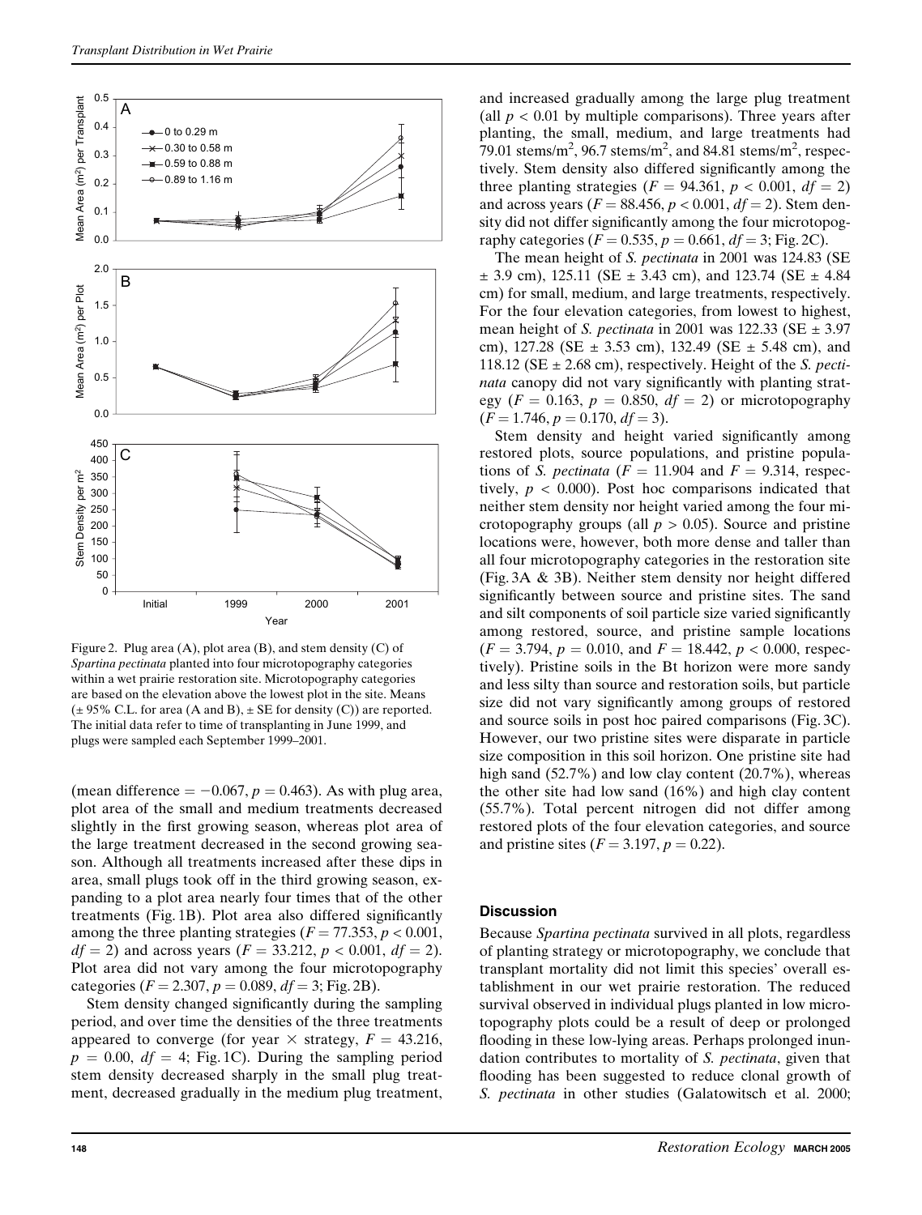Figure 2. Plug area (A), plot area (B), and stem density (C) of *Spartina pectinata* planted into four microtopography categories within a wet prairie restoration site. Microtopography categories are based on the elevation above the lowest plot in the site. Means (± 95% C.L. for area (A and B), ± SE for density (C)) are reported. The initial data refer to time of transplanting in June 1999, and plugs were sampled each September 1999–2001.

(mean difference = −0.067, $p = 0.463$). As with plug area, plot area of the small and medium treatments decreased slightly in the first growing season, whereas plot area of the large treatment decreased in the second growing season. Although all treatments increased after these dips in area, small plugs took off in the third growing season, expanding to a plot area nearly four times that of the other treatments (Fig. 1B). Plot area also differed significantly among the three planting strategies ($F = 77.353$, $p < 0.001$, $df = 2$) and across years ($F = 33.212$, $p < 0.001$, $df = 2$). Plot area did not vary among the four microtopography categories ($F = 2.307$, $p = 0.089$, $df = 3$; Fig. 2B).

Stem density changed significantly during the sampling period, and over time the densities of the three treatments appeared to converge (for year × strategy, $F = 43.216$, $p = 0.00$, $df = 4$; Fig. 1C). During the sampling period stem density decreased sharply in the small plug treatment, decreased gradually in the medium plug treatment, and increased gradually among the large plug treatment (all $p < 0.01$ by multiple comparisons). Three years after planting, the small, medium, and large treatments had 79.01 stems/m$^2$, 96.7 stems/m$^2$, and 84.81 stems/m$^2$, respectively. Stem density also differed significantly among the three planting strategies ($F = 94.361$, $p < 0.001$, $df = 2$) and across years ($F = 88.456$, $p < 0.001$, $df = 2$). Stem density did not differ significantly among the four microtopography categories ($F = 0.535$, $p = 0.661$, $df = 3$; Fig. 2C).

The mean height of *S. pectinata* in 2001 was 124.83 (SE ± 3.9 cm), 125.11 (SE ± 3.43 cm), and 123.74 (SE ± 4.84 cm) for small, medium, and large treatments, respectively. For the four elevation categories, from lowest to highest, mean height of *S. pectinata* in 2001 was 122.33 (SE ± 3.97 cm), 127.28 (SE ± 3.53 cm), 132.49 (SE ± 5.48 cm), and 118.12 (SE ± 2.68 cm), respectively. Height of the *S. pectinata* canopy did not vary significantly with planting strategy ($F = 0.163$, $p = 0.850$, $df = 2$) or microtopography ($F = 1.746$, $p = 0.170$, $df = 3$).

Stem density and height varied significantly among restored plots, source populations, and pristine populations of *S. pectinata* ($F = 11.904$ and $F = 9.314$, respectively, $p < 0.000$). Post hoc comparisons indicated that neither stem density nor height varied among the four microtopography groups (all $p > 0.05$). Source and pristine locations were, however, both more dense and taller than all four microtopography categories in the restoration site (Fig. 3A & 3B). Neither stem density nor height differed significantly between source and pristine sites. The sand and silt components of soil particle size varied significantly among restored, source, and pristine sample locations ($F = 3.794$, $p = 0.010$, and $F = 18.442$, $p < 0.000$, respectively). Pristine soils in the Bt horizon were more sandy and less silty than source and restoration soils, but particle size did not vary significantly among groups of restored and source soils in post hoc paired comparisons (Fig. 3C). However, our two pristine sites were disparate in particle size composition in this soil horizon. One pristine site had high sand (52.7%) and low clay content (20.7%), whereas the other site had low sand (16%) and high clay content (55.7%). Total percent nitrogen did not differ among restored plots of the four elevation categories, and source and pristine sites ($F = 3.197$, $p = 0.22$).

## Discussion

Because *Spartina pectinata* survived in all plots, regardless of planting strategy or microtopography, we conclude that transplant mortality did not limit this species' overall establishment in our wet prairie restoration. The reduced survival observed in individual plugs planted in low microtopography plots could be a result of deep or prolonged flooding in these low-lying areas. Perhaps prolonged inundation contributes to mortality of *S. pectinata*, given that flooding has been suggested to reduce clonal growth of *S. pectinata* in other studies (Galatowitsch et al. 2000;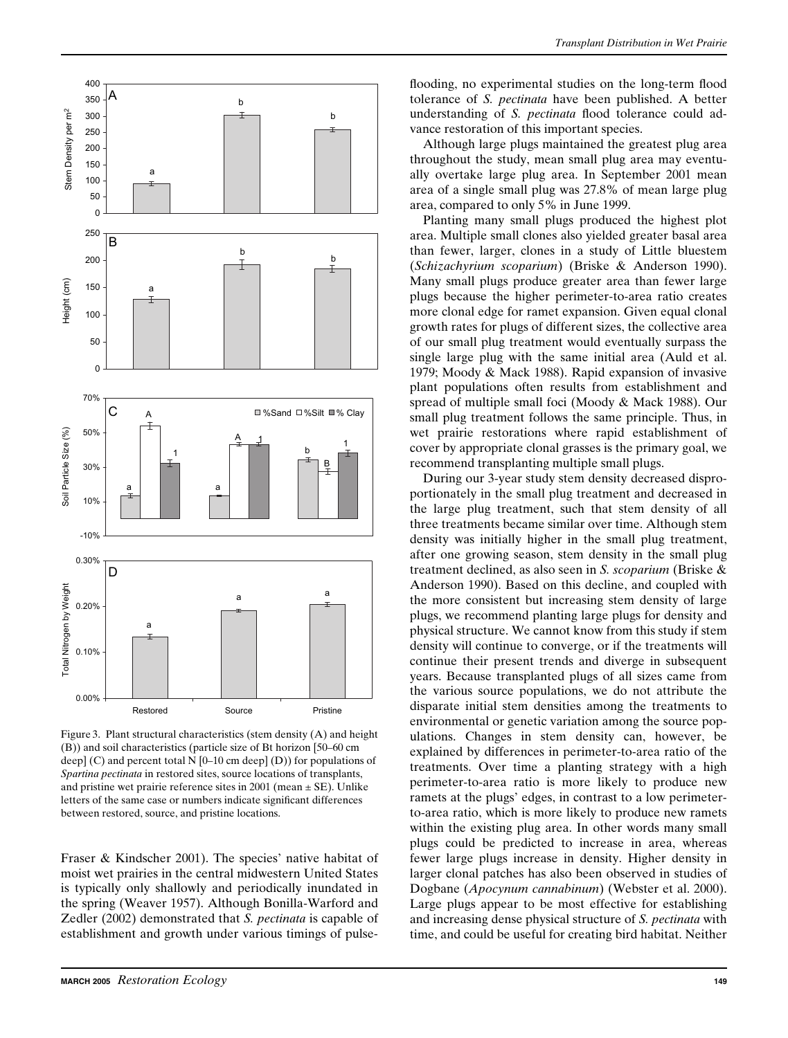Figure 3. Plant structural characteristics (stem density (A) and height (B)) and soil characteristics (particle size of Bt horizon [50–60 cm deep] (C) and percent total N [0–10 cm deep] (D)) for populations of *Spartina pectinata* in restored sites, source locations of transplants, and pristine wet prairie reference sites in 2001 (mean ± SE). Unlike letters of the same case or numbers indicate significant differences between restored, source, and pristine locations.

Fraser & Kindscher 2001). The species' native habitat of moist wet prairies in the central midwestern United States is typically only shallowly and periodically inundated in the spring (Weaver 1957). Although Bonilla-Warford and Zedler (2002) demonstrated that *S. pectinata* is capable of establishment and growth under various timings of pulse-flooding, no experimental studies on the long-term flood tolerance of *S. pectinata* have been published. A better understanding of *S. pectinata* flood tolerance could advance restoration of this important species.

Although large plugs maintained the greatest plug area throughout the study, mean small plug area may eventually overtake large plug area. In September 2001 mean area of a single small plug was 27.8% of mean large plug area, compared to only 5% in June 1999.

Planting many small plugs produced the highest plot area. Multiple small clones also yielded greater basal area than fewer, larger, clones in a study of Little bluestem (*Schizachyrium scoparium*) (Briske & Anderson 1990). Many small plugs produce greater area than fewer large plugs because the higher perimeter-to-area ratio creates more clonal edge for ramet expansion. Given equal clonal growth rates for plugs of different sizes, the collective area of our small plug treatment would eventually surpass the single large plug with the same initial area (Auld et al. 1979; Moody & Mack 1988). Rapid expansion of invasive plant populations often results from establishment and spread of multiple small foci (Moody & Mack 1988). Our small plug treatment follows the same principle. Thus, in wet prairie restorations where rapid establishment of cover by appropriate clonal grasses is the primary goal, we recommend transplanting multiple small plugs.

During our 3-year study stem density decreased disproportionately in the small plug treatment and decreased in the large plug treatment, such that stem density of all three treatments became similar over time. Although stem density was initially higher in the small plug treatment, after one growing season, stem density in the small plug treatment declined, as also seen in *S. scoparium* (Briske & Anderson 1990). Based on this decline, and coupled with the more consistent but increasing stem density of large plugs, we recommend planting large plugs for density and physical structure. We cannot know from this study if stem density will continue to converge, or if the treatments will continue their present trends and diverge in subsequent years. Because transplanted plugs of all sizes came from the various source populations, we do not attribute the disparate initial stem densities among the treatments to environmental or genetic variation among the source populations. Changes in stem density can, however, be explained by differences in perimeter-to-area ratio of the treatments. Over time a planting strategy with a high perimeter-to-area ratio is more likely to produce new ramets at the plugs' edges, in contrast to a low perimeter-to-area ratio, which is more likely to produce new ramets within the existing plug area. In other words many small plugs could be predicted to increase in area, whereas fewer large plugs increase in density. Higher density in larger clonal patches has also been observed in studies of Dogbane (*Apocynum cannabinum*) (Webster et al. 2000). Large plugs appear to be most effective for establishing and increasing dense physical structure of *S. pectinata* with time, and could be useful for creating bird habitat. Neither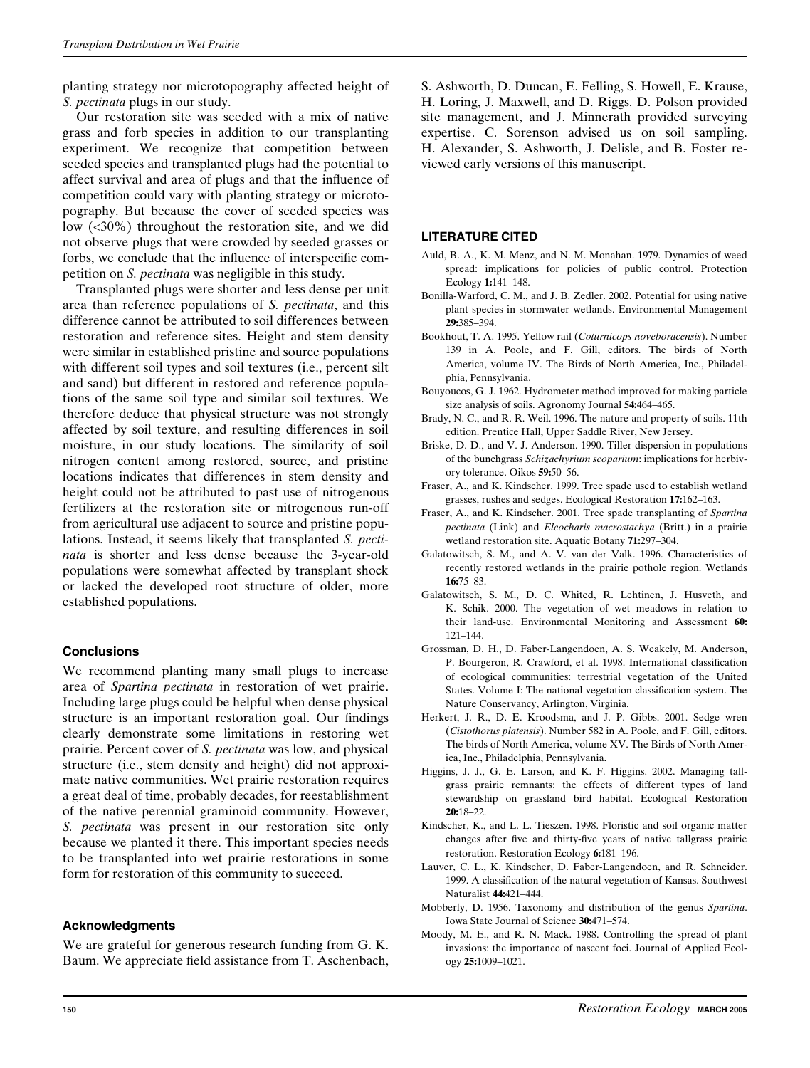planting strategy nor microtopography affected height of *S. pectinata* plugs in our study.

Our restoration site was seeded with a mix of native grass and forb species in addition to our transplanting experiment. We recognize that competition between seeded species and transplanted plugs had the potential to affect survival and area of plugs and that the influence of competition could vary with planting strategy or microtopography. But because the cover of seeded species was low (<30%) throughout the restoration site, and we did not observe plugs that were crowded by seeded grasses or forbs, we conclude that the influence of interspecific competition on *S. pectinata* was negligible in this study.

Transplanted plugs were shorter and less dense per unit area than reference populations of *S. pectinata*, and this difference cannot be attributed to soil differences between restoration and reference sites. Height and stem density were similar in established pristine and source populations with different soil types and soil textures (i.e., percent silt and sand) but different in restored and reference populations of the same soil type and similar soil textures. We therefore deduce that physical structure was not strongly affected by soil texture, and resulting differences in soil moisture, in our study locations. The similarity of soil nitrogen content among restored, source, and pristine locations indicates that differences in stem density and height could not be attributed to past use of nitrogenous fertilizers at the restoration site or nitrogenous run-off from agricultural use adjacent to source and pristine populations. Instead, it seems likely that transplanted *S. pectinata* is shorter and less dense because the 3-year-old populations were somewhat affected by transplant shock or lacked the developed root structure of older, more established populations.

## Conclusions

We recommend planting many small plugs to increase area of *Spartina pectinata* in restoration of wet prairie. Including large plugs could be helpful when dense physical structure is an important restoration goal. Our findings clearly demonstrate some limitations in restoring wet prairie. Percent cover of *S. pectinata* was low, and physical structure (i.e., stem density and height) did not approximate native communities. Wet prairie restoration requires a great deal of time, probably decades, for reestablishment of the native perennial graminoid community. However, *S. pectinata* was present in our restoration site only because we planted it there. This important species needs to be transplanted into wet prairie restorations in some form for restoration of this community to succeed.

## Acknowledgments

We are grateful for generous research funding from G. K. Baum. We appreciate field assistance from T. Aschenbach, S. Ashworth, D. Duncan, E. Felling, S. Howell, E. Krause, H. Loring, J. Maxwell, and D. Riggs. D. Polson provided site management, and J. Minnerath provided surveying expertise. C. Sorenson advised us on soil sampling. H. Alexander, S. Ashworth, J. Delisle, and B. Foster reviewed early versions of this manuscript.

## LITERATURE CITED

Auld, B. A., K. M. Menz, and N. M. Monahan. 1979. Dynamics of weed spread: implications for policies of public control. Protection Ecology **1:**141–148.

Bonilla-Warford, C. M., and J. B. Zedler. 2002. Potential for using native plant species in stormwater wetlands. Environmental Management **29:**385–394.

Bookhout, T. A. 1995. Yellow rail (*Coturnicops noveboracensis*). Number 139 in A. Poole, and F. Gill, editors. The birds of North America, volume IV. The Birds of North America, Inc., Philadelphia, Pennsylvania.

Bouyoucos, G. J. 1962. Hydrometer method improved for making particle size analysis of soils. Agronomy Journal **54:**464–465.

Brady, N. C., and R. R. Weil. 1996. The nature and property of soils. 11th edition. Prentice Hall, Upper Saddle River, New Jersey.

Briske, D. D., and V. J. Anderson. 1990. Tiller dispersion in populations of the bunchgrass *Schizachyrium scoparium*: implications for herbivory tolerance. Oikos **59:**50–56.

Fraser, A., and K. Kindscher. 1999. Tree spade used to establish wetland grasses, rushes and sedges. Ecological Restoration **17:**162–163.

Fraser, A., and K. Kindscher. 2001. Tree spade transplanting of *Spartina pectinata* (Link) and *Eleocharis macrostachya* (Britt.) in a prairie wetland restoration site. Aquatic Botany **71:**297–304.

Galatowitsch, S. M., and A. V. van der Valk. 1996. Characteristics of recently restored wetlands in the prairie pothole region. Wetlands **16:**75–83.

Galatowitsch, S. M., D. C. Whited, R. Lehtinen, J. Husveth, and K. Schik. 2000. The vegetation of wet meadows in relation to their land-use. Environmental Monitoring and Assessment **60:** 121–144.

Grossman, D. H., D. Faber-Langendoen, A. S. Weakely, M. Anderson, P. Bourgeron, R. Crawford, et al. 1998. International classification of ecological communities: terrestrial vegetation of the United States. Volume I: The national vegetation classification system. The Nature Conservancy, Arlington, Virginia.

Herkert, J. R., D. E. Kroodsma, and J. P. Gibbs. 2001. Sedge wren (*Cistothorus platensis*). Number 582 in A. Poole, and F. Gill, editors. The birds of North America, volume XV. The Birds of North America, Inc., Philadelphia, Pennsylvania.

Higgins, J. J., G. E. Larson, and K. F. Higgins. 2002. Managing tallgrass prairie remnants: the effects of different types of land stewardship on grassland bird habitat. Ecological Restoration **20:**18–22.

Kindscher, K., and L. L. Tieszen. 1998. Floristic and soil organic matter changes after five and thirty-five years of native tallgrass prairie restoration. Restoration Ecology **6:**181–196.

Lauver, C. L., K. Kindscher, D. Faber-Langendoen, and R. Schneider. 1999. A classification of the natural vegetation of Kansas. Southwest Naturalist **44:**421–444.

Mobberly, D. 1956. Taxonomy and distribution of the genus *Spartina*. Iowa State Journal of Science **30:**471–574.

Moody, M. E., and R. N. Mack. 1988. Controlling the spread of plant invasions: the importance of nascent foci. Journal of Applied Ecology **25:**1009–1021.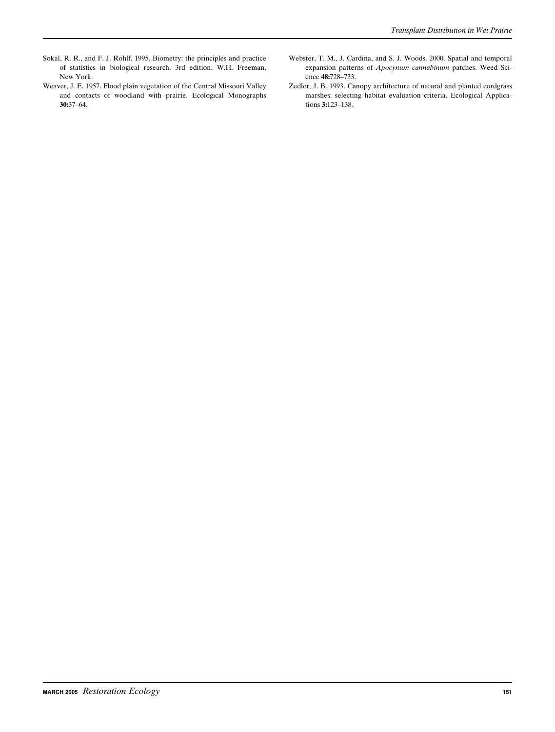Sokal, R. R., and F. J. Rohlf. 1995. Biometry: the principles and practice of statistics in biological research. 3rd edition. W.H. Freeman, New York.

Weaver, J. E. 1957. Flood plain vegetation of the Central Missouri Valley and contacts of woodland with prairie. Ecological Monographs **30:**37–64.

Webster, T. M., J. Cardina, and S. J. Woods. 2000. Spatial and temporal expansion patterns of *Apocynum cannabinum* patches. Weed Science **48:**728–733.

Zedler, J. B. 1993. Canopy architecture of natural and planted cordgrass marshes: selecting habitat evaluation criteria. Ecological Applications **3:**123–138.